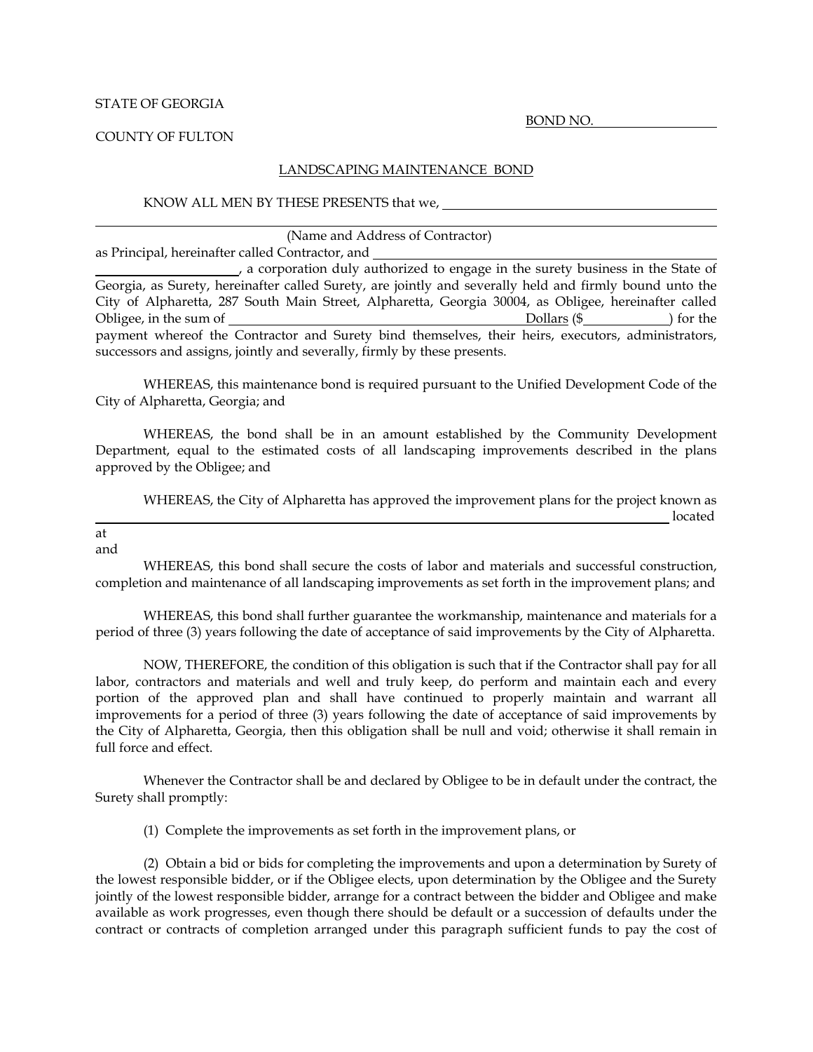STATE OF GEORGIA

BOND NO. ____________

COUNTY OF FULTON

## LANDSCAPING MAINTENANCE BOND

KNOW ALL MEN BY THESE PRESENTS that we, ________________________________________

________________________________________
(Name and Address of Contractor)

as Principal, hereinafter called Contractor, and ________________________________________ ____________________, a corporation duly authorized to engage in the surety business in the State of Georgia, as Surety, hereinafter called Surety, are jointly and severally held and firmly bound unto the City of Alpharetta, 287 South Main Street, Alpharetta, Georgia 30004, as Obligee, hereinafter called Obligee, in the sum of ________________________________ Dollars ($____________) for the payment whereof the Contractor and Surety bind themselves, their heirs, executors, administrators, successors and assigns, jointly and severally, firmly by these presents.

WHEREAS, this maintenance bond is required pursuant to the Unified Development Code of the City of Alpharetta, Georgia; and

WHEREAS, the bond shall be in an amount established by the Community Development Department, equal to the estimated costs of all landscaping improvements described in the plans approved by the Obligee; and

WHEREAS, the City of Alpharetta has approved the improvement plans for the project known as ________________________________________ located at ________________________________________ and

WHEREAS, this bond shall secure the costs of labor and materials and successful construction, completion and maintenance of all landscaping improvements as set forth in the improvement plans; and

WHEREAS, this bond shall further guarantee the workmanship, maintenance and materials for a period of three (3) years following the date of acceptance of said improvements by the City of Alpharetta.

NOW, THEREFORE, the condition of this obligation is such that if the Contractor shall pay for all labor, contractors and materials and well and truly keep, do perform and maintain each and every portion of the approved plan and shall have continued to properly maintain and warrant all improvements for a period of three (3) years following the date of acceptance of said improvements by the City of Alpharetta, Georgia, then this obligation shall be null and void; otherwise it shall remain in full force and effect.

Whenever the Contractor shall be and declared by Obligee to be in default under the contract, the Surety shall promptly:

(1) Complete the improvements as set forth in the improvement plans, or

(2) Obtain a bid or bids for completing the improvements and upon a determination by Surety of the lowest responsible bidder, or if the Obligee elects, upon determination by the Obligee and the Surety jointly of the lowest responsible bidder, arrange for a contract between the bidder and Obligee and make available as work progresses, even though there should be default or a succession of defaults under the contract or contracts of completion arranged under this paragraph sufficient funds to pay the cost of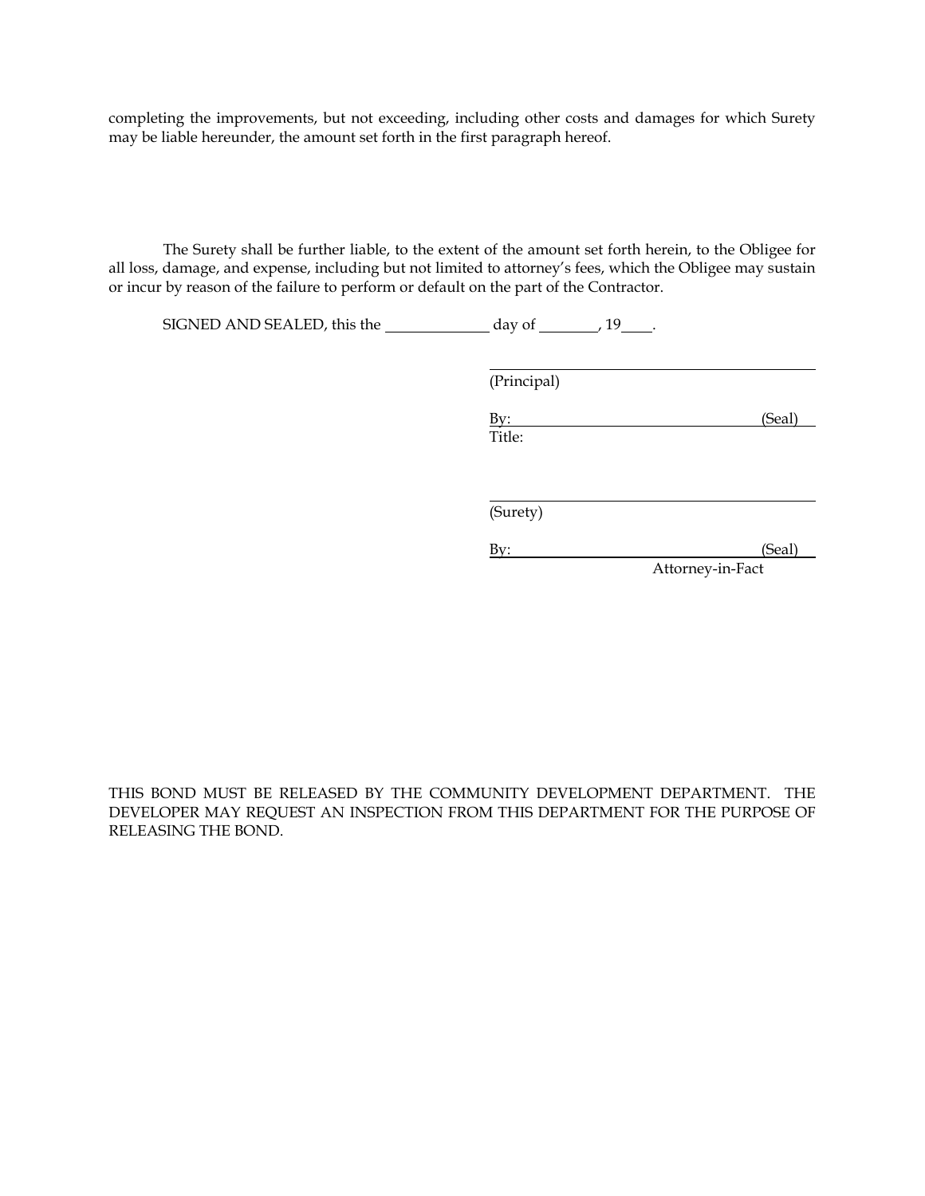completing the improvements, but not exceeding, including other costs and damages for which Surety may be liable hereunder, the amount set forth in the first paragraph hereof.

The Surety shall be further liable, to the extent of the amount set forth herein, to the Obligee for all loss, damage, and expense, including but not limited to attorney's fees, which the Obligee may sustain or incur by reason of the failure to perform or default on the part of the Contractor.

SIGNED AND SEALED, this the _____________ day of ________, 19____.

_______________________________________
(Principal)

By: _______________________________ (Seal)
Title:

_______________________________________
(Surety)

By: _______________________________ (Seal)
Attorney-in-Fact

THIS BOND MUST BE RELEASED BY THE COMMUNITY DEVELOPMENT DEPARTMENT. THE DEVELOPER MAY REQUEST AN INSPECTION FROM THIS DEPARTMENT FOR THE PURPOSE OF RELEASING THE BOND.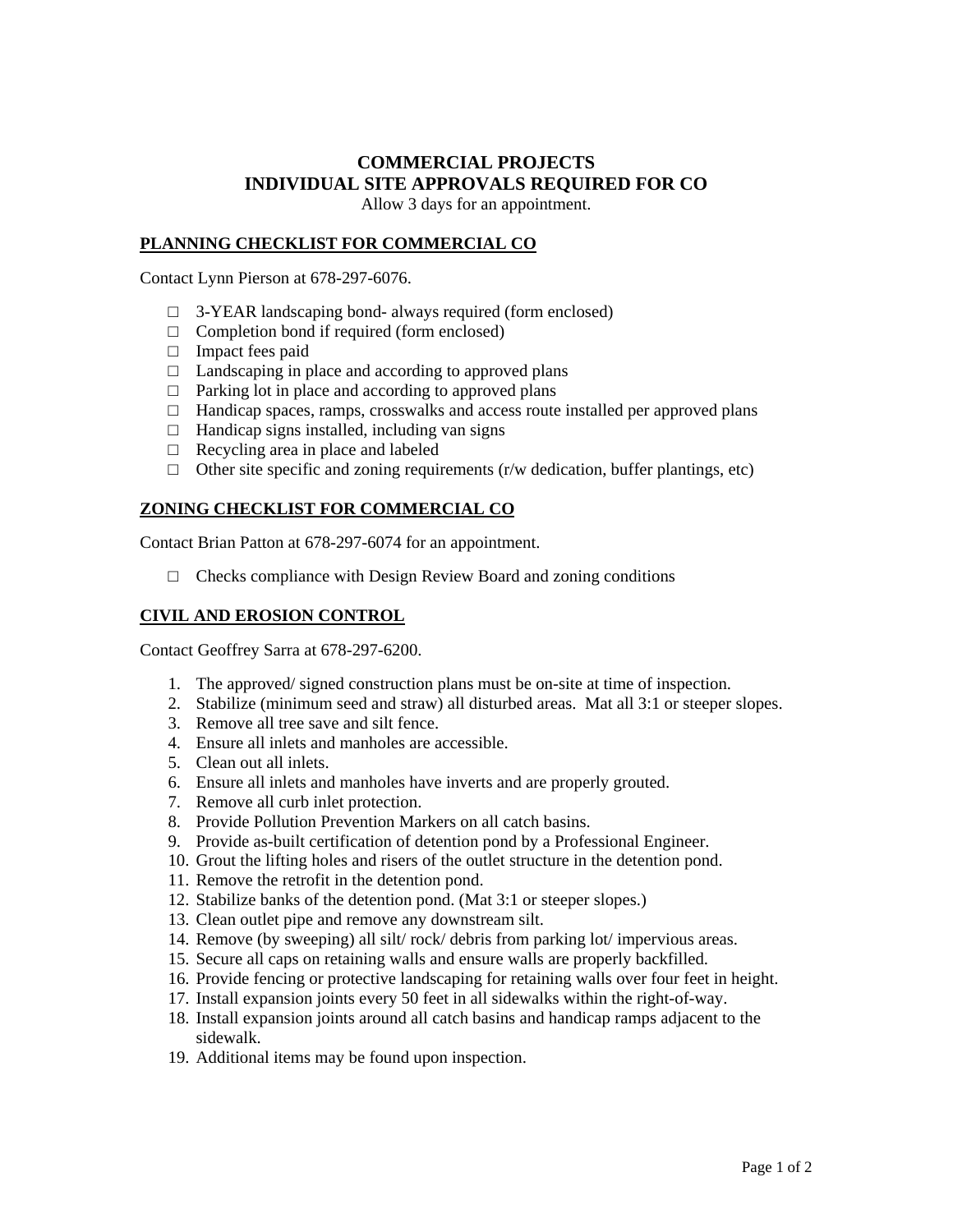# COMMERCIAL PROJECTS
# INDIVIDUAL SITE APPROVALS REQUIRED FOR CO

Allow 3 days for an appointment.

## PLANNING CHECKLIST FOR COMMERCIAL CO

Contact Lynn Pierson at 678-297-6076.

- □ 3-YEAR landscaping bond- always required (form enclosed)
- □ Completion bond if required (form enclosed)
- □ Impact fees paid
- □ Landscaping in place and according to approved plans
- □ Parking lot in place and according to approved plans
- □ Handicap spaces, ramps, crosswalks and access route installed per approved plans
- □ Handicap signs installed, including van signs
- □ Recycling area in place and labeled
- □ Other site specific and zoning requirements (r/w dedication, buffer plantings, etc)

## ZONING CHECKLIST FOR COMMERCIAL CO

Contact Brian Patton at 678-297-6074 for an appointment.

- □ Checks compliance with Design Review Board and zoning conditions

## CIVIL AND EROSION CONTROL

Contact Geoffrey Sarra at 678-297-6200.

1. The approved/ signed construction plans must be on-site at time of inspection.
2. Stabilize (minimum seed and straw) all disturbed areas. Mat all 3:1 or steeper slopes.
3. Remove all tree save and silt fence.
4. Ensure all inlets and manholes are accessible.
5. Clean out all inlets.
6. Ensure all inlets and manholes have inverts and are properly grouted.
7. Remove all curb inlet protection.
8. Provide Pollution Prevention Markers on all catch basins.
9. Provide as-built certification of detention pond by a Professional Engineer.
10. Grout the lifting holes and risers of the outlet structure in the detention pond.
11. Remove the retrofit in the detention pond.
12. Stabilize banks of the detention pond. (Mat 3:1 or steeper slopes.)
13. Clean outlet pipe and remove any downstream silt.
14. Remove (by sweeping) all silt/ rock/ debris from parking lot/ impervious areas.
15. Secure all caps on retaining walls and ensure walls are properly backfilled.
16. Provide fencing or protective landscaping for retaining walls over four feet in height.
17. Install expansion joints every 50 feet in all sidewalks within the right-of-way.
18. Install expansion joints around all catch basins and handicap ramps adjacent to the sidewalk.
19. Additional items may be found upon inspection.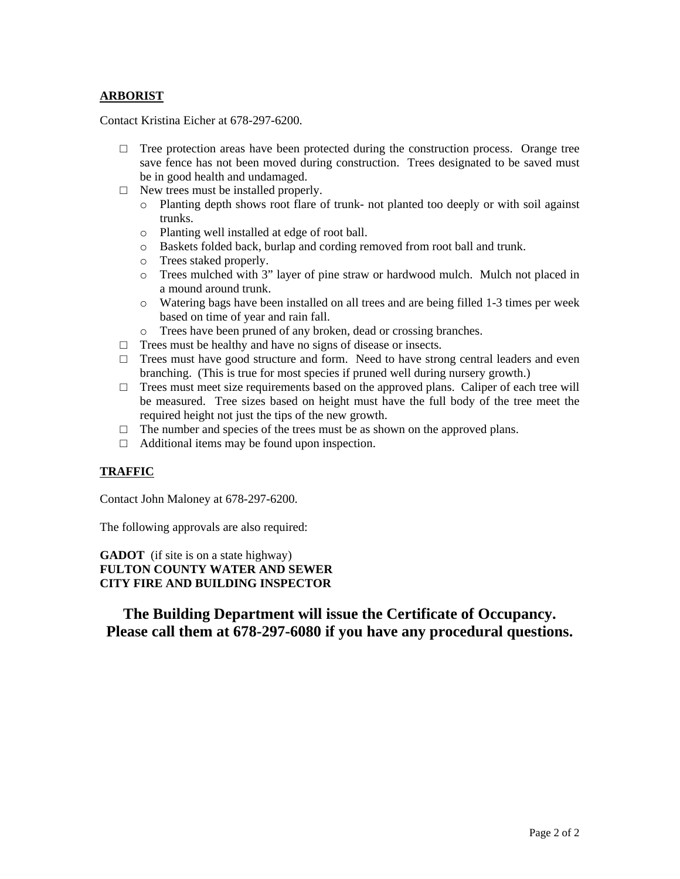## ARBORIST

Contact Kristina Eicher at 678-297-6200.

- □ Tree protection areas have been protected during the construction process. Orange tree save fence has not been moved during construction. Trees designated to be saved must be in good health and undamaged.
- □ New trees must be installed properly.
  - o Planting depth shows root flare of trunk- not planted too deeply or with soil against trunks.
  - o Planting well installed at edge of root ball.
  - o Baskets folded back, burlap and cording removed from root ball and trunk.
  - o Trees staked properly.
  - o Trees mulched with 3" layer of pine straw or hardwood mulch. Mulch not placed in a mound around trunk.
  - o Watering bags have been installed on all trees and are being filled 1-3 times per week based on time of year and rain fall.
  - o Trees have been pruned of any broken, dead or crossing branches.
- □ Trees must be healthy and have no signs of disease or insects.
- □ Trees must have good structure and form. Need to have strong central leaders and even branching. (This is true for most species if pruned well during nursery growth.)
- □ Trees must meet size requirements based on the approved plans. Caliper of each tree will be measured. Tree sizes based on height must have the full body of the tree meet the required height not just the tips of the new growth.
- □ The number and species of the trees must be as shown on the approved plans.
- □ Additional items may be found upon inspection.

## TRAFFIC

Contact John Maloney at 678-297-6200.

The following approvals are also required:

**GADOT** (if site is on a state highway)
**FULTON COUNTY WATER AND SEWER**
**CITY FIRE AND BUILDING INSPECTOR**

**The Building Department will issue the Certificate of Occupancy. Please call them at 678-297-6080 if you have any procedural questions.**